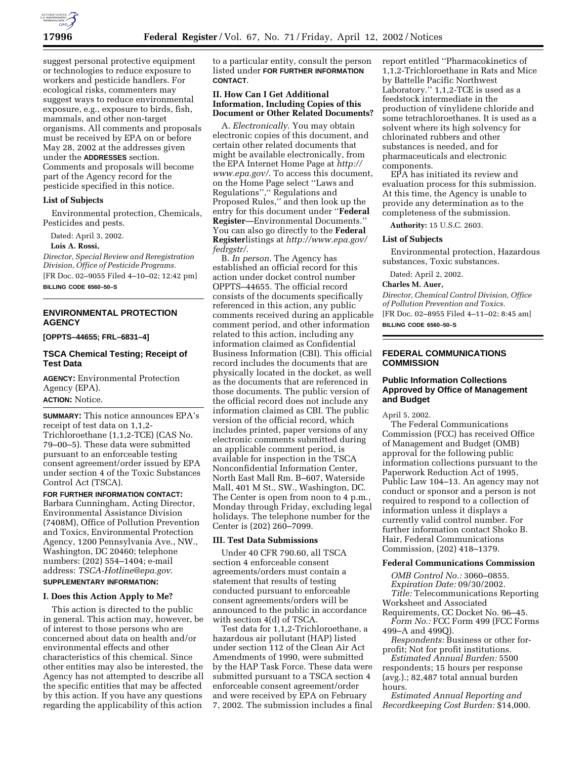suggest personal protective equipment or technologies to reduce exposure to workers and pesticide handlers. For ecological risks, commenters may suggest ways to reduce environmental exposure, e.g., exposure to birds, fish, mammals, and other non-target organisms. All comments and proposals must be received by EPA on or before May 28, 2002 at the addresses given under the **ADDRESSES** section. Comments and proposals will become part of the Agency record for the pesticide specified in this notice.

### List of Subjects

Environmental protection, Chemicals, Pesticides and pests.

Dated: April 3, 2002.

**Lois A. Rossi,**

*Director, Special Review and Reregistration Division, Office of Pesticide Programs.*

[FR Doc. 02–9055 Filed 4–10–02; 12:42 pm]

**BILLING CODE 6560–50–S**

---

## ENVIRONMENTAL PROTECTION AGENCY

**[OPPTS–44655; FRL–6831–4]**

## TSCA Chemical Testing; Receipt of Test Data

**AGENCY:** Environmental Protection Agency (EPA).

**ACTION:** Notice.

**SUMMARY:** This notice announces EPA's receipt of test data on 1,1,2-Trichloroethane (1,1,2-TCE) (CAS No. 79–00–5). These data were submitted pursuant to an enforceable testing consent agreement/order issued by EPA under section 4 of the Toxic Substances Control Act (TSCA).

**FOR FURTHER INFORMATION CONTACT:** Barbara Cunningham, Acting Director, Environmental Assistance Division (7408M), Office of Pollution Prevention and Toxics, Environmental Protection Agency, 1200 Pennsylvania Ave., NW., Washington, DC 20460; telephone numbers: (202) 554–1404; e-mail address: *TSCA-Hotline@epa.gov*.

**SUPPLEMENTARY INFORMATION:**

### I. Does this Action Apply to Me?

This action is directed to the public in general. This action may, however, be of interest to those persons who are concerned about data on health and/or environmental effects and other characteristics of this chemical. Since other entities may also be interested, the Agency has not attempted to describe all the specific entities that may be affected by this action. If you have any questions regarding the applicability of this action to a particular entity, consult the person listed under **FOR FURTHER INFORMATION CONTACT**.

### II. How Can I Get Additional Information, Including Copies of this Document or Other Related Documents?

A. *Electronically*. You may obtain electronic copies of this document, and certain other related documents that might be available electronically, from the EPA Internet Home Page at *http://www.epa.gov/*. To access this document, on the Home Page select ''Laws and Regulations'','' Regulations and Proposed Rules,'' and then look up the entry for this document under ''**Federal Register**—Environmental Documents.'' You can also go directly to the **Federal Register** listings at *http://www.epa.gov/fedrgstr/*.

B. *In person*. The Agency has established an official record for this action under docket control number OPPTS–44655. The official record consists of the documents specifically referenced in this action, any public comments received during an applicable comment period, and other information related to this action, including any information claimed as Confidential Business Information (CBI). This official record includes the documents that are physically located in the docket, as well as the documents that are referenced in those documents. The public version of the official record does not include any information claimed as CBI. The public version of the official record, which includes printed, paper versions of any electronic comments submitted during an applicable comment period, is available for inspection in the TSCA Nonconfidential Information Center, North East Mall Rm. B–607, Waterside Mall, 401 M St., SW., Washington, DC. The Center is open from noon to 4 p.m., Monday through Friday, excluding legal holidays. The telephone number for the Center is (202) 260–7099.

### III. Test Data Submissions

Under 40 CFR 790.60, all TSCA section 4 enforceable consent agreements/orders must contain a statement that results of testing conducted pursuant to enforceable consent agreements/orders will be announced to the public in accordance with section 4(d) of TSCA.

Test data for 1,1,2-Trichloroethane, a hazardous air pollutant (HAP) listed under section 112 of the Clean Air Act Amendments of 1990, were submitted by the HAP Task Force. These data were submitted pursuant to a TSCA section 4 enforceable consent agreement/order and were received by EPA on February 7, 2002. The submission includes a final report entitled ''Pharmacokinetics of 1,1,2-Trichloroethane in Rats and Mice by Battelle Pacific Northwest Laboratory.'' 1,1,2-TCE is used as a feedstock intermediate in the production of vinylidene chloride and some tetrachloroethanes. It is used as a solvent where its high solvency for chlorinated rubbers and other substances is needed, and for pharmaceuticals and electronic components.

EPA has initiated its review and evaluation process for this submission. At this time, the Agency is unable to provide any determination as to the completeness of the submission.

**Authority:** 15 U.S.C. 2603.

### List of Subjects

Environmental protection, Hazardous substances, Toxic substances.

Dated: April 2, 2002.

**Charles M. Auer,**

*Director, Chemical Control Division, Office of Pollution Prevention and Toxics.*

[FR Doc. 02–8955 Filed 4–11–02; 8:45 am]

**BILLING CODE 6560–50–S**

---

## FEDERAL COMMUNICATIONS COMMISSION

## Public Information Collections Approved by Office of Management and Budget

April 5, 2002.

The Federal Communications Commission (FCC) has received Office of Management and Budget (OMB) approval for the following public information collections pursuant to the Paperwork Reduction Act of 1995, Public Law 104–13. An agency may not conduct or sponsor and a person is not required to respond to a collection of information unless it displays a currently valid control number. For further information contact Shoko B. Hair, Federal Communications Commission, (202) 418–1379.

### Federal Communications Commission

*OMB Control No.:* 3060–0855.

*Expiration Date:* 09/30/2002.

*Title:* Telecommunications Reporting Worksheet and Associated Requirements, CC Docket No. 96–45.

*Form No.:* FCC Form 499 (FCC Forms 499–A and 499Q).

*Respondents:* Business or other for-profit; Not for profit institutions.

*Estimated Annual Burden:* 5500 respondents; 15 hours per response (avg.).; 82,487 total annual burden hours.

*Estimated Annual Reporting and Recordkeeping Cost Burden:* $14,000.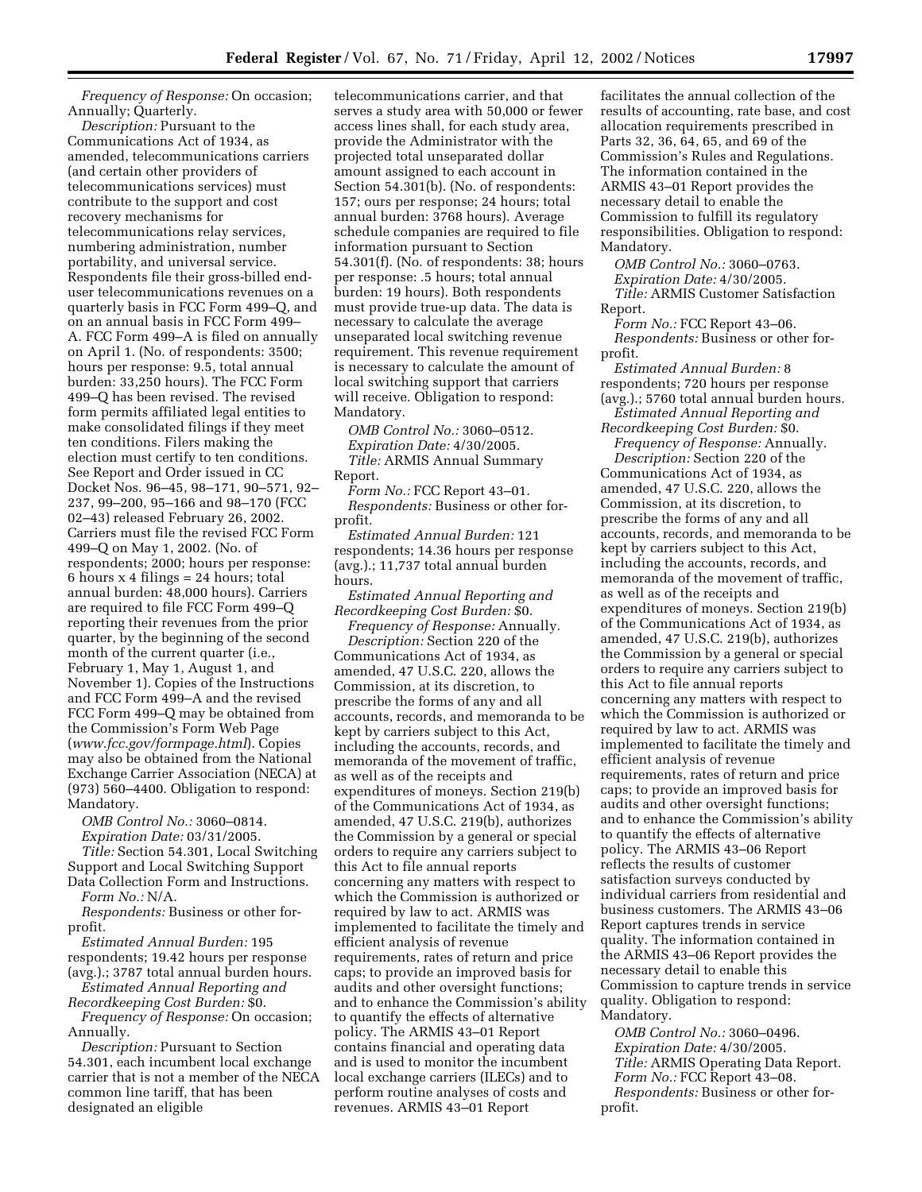*Frequency of Response:* On occasion; Annually; Quarterly.

*Description:* Pursuant to the Communications Act of 1934, as amended, telecommunications carriers (and certain other providers of telecommunications services) must contribute to the support and cost recovery mechanisms for telecommunications relay services, numbering administration, number portability, and universal service. Respondents file their gross-billed end-user telecommunications revenues on a quarterly basis in FCC Form 499–Q, and on an annual basis in FCC Form 499–A. FCC Form 499–A is filed on annually on April 1. (No. of respondents: 3500; hours per response: 9.5, total annual burden: 33,250 hours). The FCC Form 499–Q has been revised. The revised form permits affiliated legal entities to make consolidated filings if they meet ten conditions. Filers making the election must certify to ten conditions. See Report and Order issued in CC Docket Nos. 96–45, 98–171, 90–571, 92–237, 99–200, 95–166 and 98–170 (FCC 02–43) released February 26, 2002. Carriers must file the revised FCC Form 499–Q on May 1, 2002. (No. of respondents; 2000; hours per response: 6 hours x 4 filings = 24 hours; total annual burden: 48,000 hours). Carriers are required to file FCC Form 499–Q reporting their revenues from the prior quarter, by the beginning of the second month of the current quarter (i.e., February 1, May 1, August 1, and November 1). Copies of the Instructions and FCC Form 499–A and the revised FCC Form 499–Q may be obtained from the Commission's Form Web Page (*www.fcc.gov/formpage.html*). Copies may also be obtained from the National Exchange Carrier Association (NECA) at (973) 560–4400. Obligation to respond: Mandatory.

*OMB Control No.:* 3060–0814.

*Expiration Date:* 03/31/2005.

*Title:* Section 54.301, Local Switching Support and Local Switching Support Data Collection Form and Instructions.

*Form No.:* N/A.

*Respondents:* Business or other for-profit.

*Estimated Annual Burden:* 195 respondents; 19.42 hours per response (avg.).; 3787 total annual burden hours.

*Estimated Annual Reporting and Recordkeeping Cost Burden:* $0.

*Frequency of Response:* On occasion; Annually.

*Description:* Pursuant to Section 54.301, each incumbent local exchange carrier that is not a member of the NECA common line tariff, that has been designated an eligible telecommunications carrier, and that serves a study area with 50,000 or fewer access lines shall, for each study area, provide the Administrator with the projected total unseparated dollar amount assigned to each account in Section 54.301(b). (No. of respondents: 157; ours per response; 24 hours; total annual burden: 3768 hours). Average schedule companies are required to file information pursuant to Section 54.301(f). (No. of respondents: 38; hours per response: .5 hours; total annual burden: 19 hours). Both respondents must provide true-up data. The data is necessary to calculate the average unseparated local switching revenue requirement. This revenue requirement is necessary to calculate the amount of local switching support that carriers will receive. Obligation to respond: Mandatory.

*OMB Control No.:* 3060–0512.

*Expiration Date:* 4/30/2005.

*Title:* ARMIS Annual Summary Report.

*Form No.:* FCC Report 43–01.

*Respondents:* Business or other for-profit.

*Estimated Annual Burden:* 121 respondents; 14.36 hours per response (avg.).; 11,737 total annual burden hours.

*Estimated Annual Reporting and Recordkeeping Cost Burden:* $0.

*Frequency of Response:* Annually.

*Description:* Section 220 of the Communications Act of 1934, as amended, 47 U.S.C. 220, allows the Commission, at its discretion, to prescribe the forms of any and all accounts, records, and memoranda to be kept by carriers subject to this Act, including the accounts, records, and memoranda of the movement of traffic, as well as of the receipts and expenditures of moneys. Section 219(b) of the Communications Act of 1934, as amended, 47 U.S.C. 219(b), authorizes the Commission by a general or special orders to require any carriers subject to this Act to file annual reports concerning any matters with respect to which the Commission is authorized or required by law to act. ARMIS was implemented to facilitate the timely and efficient analysis of revenue requirements, rates of return and price caps; to provide an improved basis for audits and other oversight functions; and to enhance the Commission's ability to quantify the effects of alternative policy. The ARMIS 43–01 Report contains financial and operating data and is used to monitor the incumbent local exchange carriers (ILECs) and to perform routine analyses of costs and revenues. ARMIS 43–01 Report facilitates the annual collection of the results of accounting, rate base, and cost allocation requirements prescribed in Parts 32, 36, 64, 65, and 69 of the Commission's Rules and Regulations. The information contained in the ARMIS 43–01 Report provides the necessary detail to enable the Commission to fulfill its regulatory responsibilities. Obligation to respond: Mandatory.

*OMB Control No.:* 3060–0763.

*Expiration Date:* 4/30/2005.

*Title:* ARMIS Customer Satisfaction Report.

*Form No.:* FCC Report 43–06.

*Respondents:* Business or other for-profit.

*Estimated Annual Burden:* 8 respondents; 720 hours per response (avg.).; 5760 total annual burden hours.

*Estimated Annual Reporting and Recordkeeping Cost Burden:* $0.

*Frequency of Response:* Annually.

*Description:* Section 220 of the Communications Act of 1934, as amended, 47 U.S.C. 220, allows the Commission, at its discretion, to prescribe the forms of any and all accounts, records, and memoranda to be kept by carriers subject to this Act, including the accounts, records, and memoranda of the movement of traffic, as well as of the receipts and expenditures of moneys. Section 219(b) of the Communications Act of 1934, as amended, 47 U.S.C. 219(b), authorizes the Commission by a general or special orders to require any carriers subject to this Act to file annual reports concerning any matters with respect to which the Commission is authorized or required by law to act. ARMIS was implemented to facilitate the timely and efficient analysis of revenue requirements, rates of return and price caps; to provide an improved basis for audits and other oversight functions; and to enhance the Commission's ability to quantify the effects of alternative policy. The ARMIS 43–06 Report reflects the results of customer satisfaction surveys conducted by individual carriers from residential and business customers. The ARMIS 43–06 Report captures trends in service quality. The information contained in the ARMIS 43–06 Report provides the necessary detail to enable this Commission to capture trends in service quality. Obligation to respond: Mandatory.

*OMB Control No.:* 3060–0496.

*Expiration Date:* 4/30/2005.

*Title:* ARMIS Operating Data Report.

*Form No.:* FCC Report 43–08.

*Respondents:* Business or other for-profit.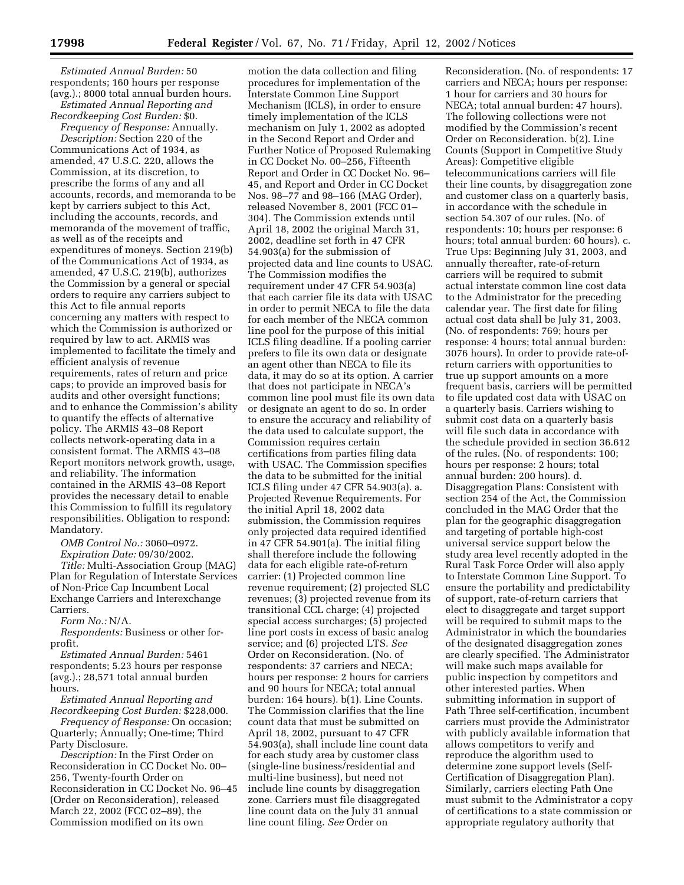*Estimated Annual Burden:* 50 respondents; 160 hours per response (avg.).; 8000 total annual burden hours.

*Estimated Annual Reporting and Recordkeeping Cost Burden:* $0.

*Frequency of Response:* Annually.

*Description:* Section 220 of the Communications Act of 1934, as amended, 47 U.S.C. 220, allows the Commission, at its discretion, to prescribe the forms of any and all accounts, records, and memoranda to be kept by carriers subject to this Act, including the accounts, records, and memoranda of the movement of traffic, as well as of the receipts and expenditures of moneys. Section 219(b) of the Communications Act of 1934, as amended, 47 U.S.C. 219(b), authorizes the Commission by a general or special orders to require any carriers subject to this Act to file annual reports concerning any matters with respect to which the Commission is authorized or required by law to act. ARMIS was implemented to facilitate the timely and efficient analysis of revenue requirements, rates of return and price caps; to provide an improved basis for audits and other oversight functions; and to enhance the Commission's ability to quantify the effects of alternative policy. The ARMIS 43–08 Report collects network-operating data in a consistent format. The ARMIS 43–08 Report monitors network growth, usage, and reliability. The information contained in the ARMIS 43–08 Report provides the necessary detail to enable this Commission to fulfill its regulatory responsibilities. Obligation to respond: Mandatory.

*OMB Control No.:* 3060–0972.

*Expiration Date:* 09/30/2002.

*Title:* Multi-Association Group (MAG) Plan for Regulation of Interstate Services of Non-Price Cap Incumbent Local Exchange Carriers and Interexchange Carriers.

*Form No.:* N/A.

*Respondents:* Business or other for-profit.

*Estimated Annual Burden:* 5461 respondents; 5.23 hours per response (avg.).; 28,571 total annual burden hours.

*Estimated Annual Reporting and Recordkeeping Cost Burden:* $228,000.

*Frequency of Response:* On occasion; Quarterly; Annually; One-time; Third Party Disclosure.

*Description:* In the First Order on Reconsideration in CC Docket No. 00–256, Twenty-fourth Order on Reconsideration in CC Docket No. 96–45 (Order on Reconsideration), released March 22, 2002 (FCC 02–89), the Commission modified on its own motion the data collection and filing procedures for implementation of the Interstate Common Line Support Mechanism (ICLS), in order to ensure timely implementation of the ICLS mechanism on July 1, 2002 as adopted in the Second Report and Order and Further Notice of Proposed Rulemaking in CC Docket No. 00–256, Fifteenth Report and Order in CC Docket No. 96–45, and Report and Order in CC Docket Nos. 98–77 and 98–166 (MAG Order), released November 8, 2001 (FCC 01–304). The Commission extends until April 18, 2002 the original March 31, 2002, deadline set forth in 47 CFR 54.903(a) for the submission of projected data and line counts to USAC. The Commission modifies the requirement under 47 CFR 54.903(a) that each carrier file its data with USAC in order to permit NECA to file the data for each member of the NECA common line pool for the purpose of this initial ICLS filing deadline. If a pooling carrier prefers to file its own data or designate an agent other than NECA to file its data, it may do so at its option. A carrier that does not participate in NECA's common line pool must file its own data or designate an agent to do so. In order to ensure the accuracy and reliability of the data used to calculate support, the Commission requires certain certifications from parties filing data with USAC. The Commission specifies the data to be submitted for the initial ICLS filing under 47 CFR 54.903(a). a. Projected Revenue Requirements. For the initial April 18, 2002 data submission, the Commission requires only projected data required identified in 47 CFR 54.901(a). The initial filing shall therefore include the following data for each eligible rate-of-return carrier: (1) Projected common line revenue requirement; (2) projected SLC revenues; (3) projected revenue from its transitional CCL charge; (4) projected special access surcharges; (5) projected line port costs in excess of basic analog service; and (6) projected LTS. *See* Order on Reconsideration. (No. of respondents: 37 carriers and NECA; hours per response: 2 hours for carriers and 90 hours for NECA; total annual burden: 164 hours). b(1). Line Counts. The Commission clarifies that the line count data that must be submitted on April 18, 2002, pursuant to 47 CFR 54.903(a), shall include line count data for each study area by customer class (single-line business/residential and multi-line business), but need not include line counts by disaggregation zone. Carriers must file disaggregated line count data on the July 31 annual line count filing. *See* Order on Reconsideration. (No. of respondents: 17 carriers and NECA; hours per response: 1 hour for carriers and 30 hours for NECA; total annual burden: 47 hours). The following collections were not modified by the Commission's recent Order on Reconsideration. b(2). Line Counts (Support in Competitive Study Areas): Competitive eligible telecommunications carriers will file their line counts, by disaggregation zone and customer class on a quarterly basis, in accordance with the schedule in section 54.307 of our rules. (No. of respondents: 10; hours per response: 6 hours; total annual burden: 60 hours). c. True Ups: Beginning July 31, 2003, and annually thereafter, rate-of-return carriers will be required to submit actual interstate common line cost data to the Administrator for the preceding calendar year. The first date for filing actual cost data shall be July 31, 2003. (No. of respondents: 769; hours per response: 4 hours; total annual burden: 3076 hours). In order to provide rate-of-return carriers with opportunities to true up support amounts on a more frequent basis, carriers will be permitted to file updated cost data with USAC on a quarterly basis. Carriers wishing to submit cost data on a quarterly basis will file such data in accordance with the schedule provided in section 36.612 of the rules. (No. of respondents: 100; hours per response: 2 hours; total annual burden: 200 hours). d. Disaggregation Plans: Consistent with section 254 of the Act, the Commission concluded in the MAG Order that the plan for the geographic disaggregation and targeting of portable high-cost universal service support below the study area level recently adopted in the Rural Task Force Order will also apply to Interstate Common Line Support. To ensure the portability and predictability of support, rate-of-return carriers that elect to disaggregate and target support will be required to submit maps to the Administrator in which the boundaries of the designated disaggregation zones are clearly specified. The Administrator will make such maps available for public inspection by competitors and other interested parties. When submitting information in support of Path Three self-certification, incumbent carriers must provide the Administrator with publicly available information that allows competitors to verify and reproduce the algorithm used to determine zone support levels (Self-Certification of Disaggregation Plan). Similarly, carriers electing Path One must submit to the Administrator a copy of certifications to a state commission or appropriate regulatory authority that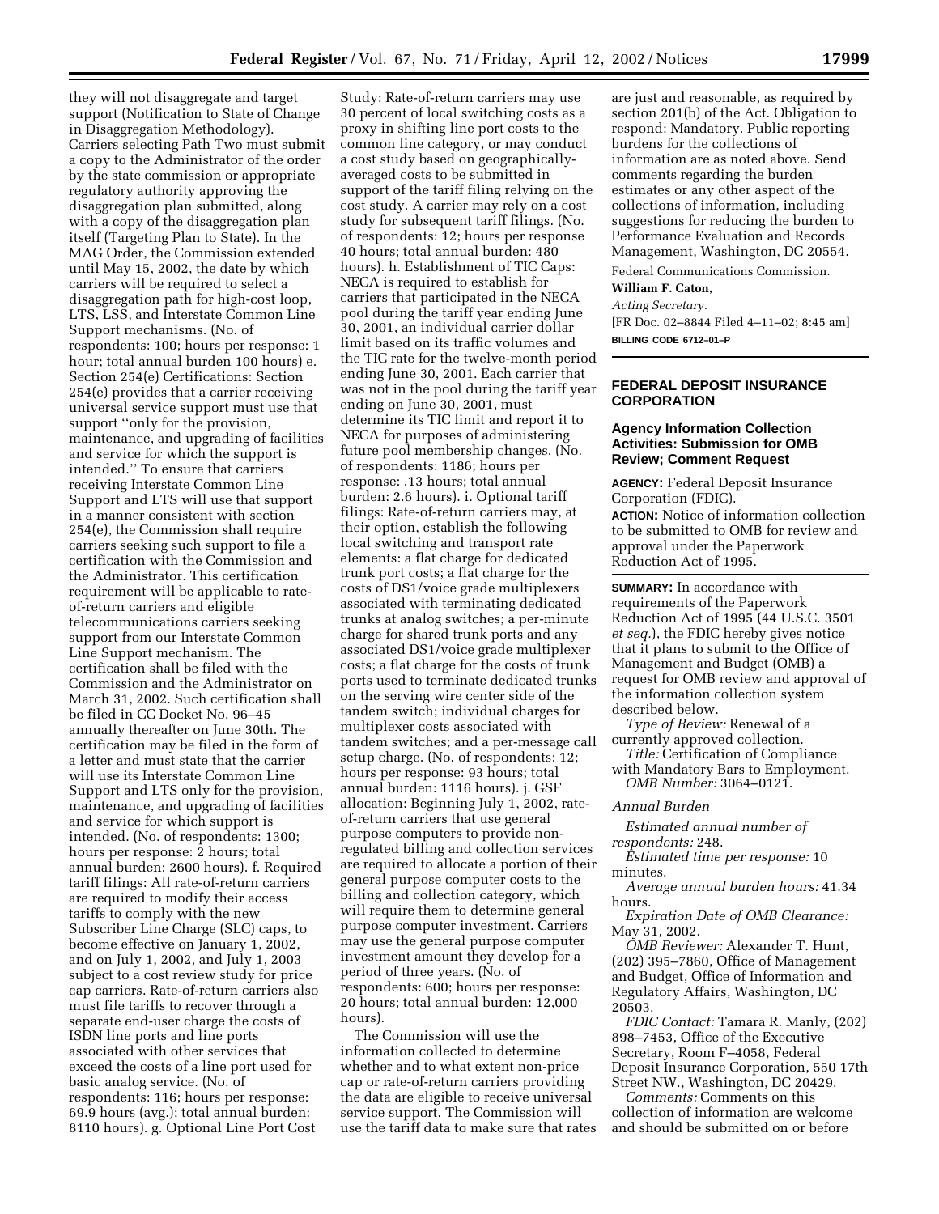they will not disaggregate and target support (Notification to State of Change in Disaggregation Methodology). Carriers selecting Path Two must submit a copy to the Administrator of the order by the state commission or appropriate regulatory authority approving the disaggregation plan submitted, along with a copy of the disaggregation plan itself (Targeting Plan to State). In the MAG Order, the Commission extended until May 15, 2002, the date by which carriers will be required to select a disaggregation path for high-cost loop, LTS, LSS, and Interstate Common Line Support mechanisms. (No. of respondents: 100; hours per response: 1 hour; total annual burden 100 hours) e. Section 254(e) Certifications: Section 254(e) provides that a carrier receiving universal service support must use that support ''only for the provision, maintenance, and upgrading of facilities and service for which the support is intended.'' To ensure that carriers receiving Interstate Common Line Support and LTS will use that support in a manner consistent with section 254(e), the Commission shall require carriers seeking such support to file a certification with the Commission and the Administrator. This certification requirement will be applicable to rate-of-return carriers and eligible telecommunications carriers seeking support from our Interstate Common Line Support mechanism. The certification shall be filed with the Commission and the Administrator on March 31, 2002. Such certification shall be filed in CC Docket No. 96–45 annually thereafter on June 30th. The certification may be filed in the form of a letter and must state that the carrier will use its Interstate Common Line Support and LTS only for the provision, maintenance, and upgrading of facilities and service for which support is intended. (No. of respondents: 1300; hours per response: 2 hours; total annual burden: 2600 hours). f. Required tariff filings: All rate-of-return carriers are required to modify their access tariffs to comply with the new Subscriber Line Charge (SLC) caps, to become effective on January 1, 2002, and on July 1, 2002, and July 1, 2003 subject to a cost review study for price cap carriers. Rate-of-return carriers also must file tariffs to recover through a separate end-user charge the costs of ISDN line ports and line ports associated with other services that exceed the costs of a line port used for basic analog service. (No. of respondents: 116; hours per response: 69.9 hours (avg.); total annual burden: 8110 hours). g. Optional Line Port Cost Study: Rate-of-return carriers may use 30 percent of local switching costs as a proxy in shifting line port costs to the common line category, or may conduct a cost study based on geographically-averaged costs to be submitted in support of the tariff filing relying on the cost study. A carrier may rely on a cost study for subsequent tariff filings. (No. of respondents: 12; hours per response 40 hours; total annual burden: 480 hours). h. Establishment of TIC Caps: NECA is required to establish for carriers that participated in the NECA pool during the tariff year ending June 30, 2001, an individual carrier dollar limit based on its traffic volumes and the TIC rate for the twelve-month period ending June 30, 2001. Each carrier that was not in the pool during the tariff year ending on June 30, 2001, must determine its TIC limit and report it to NECA for purposes of administering future pool membership changes. (No. of respondents: 1186; hours per response: .13 hours; total annual burden: 2.6 hours). i. Optional tariff filings: Rate-of-return carriers may, at their option, establish the following local switching and transport rate elements: a flat charge for dedicated trunk port costs; a flat charge for the costs of DS1/voice grade multiplexers associated with terminating dedicated trunks at analog switches; a per-minute charge for shared trunk ports and any associated DS1/voice grade multiplexer costs; a flat charge for the costs of trunk ports used to terminate dedicated trunks on the serving wire center side of the tandem switch; individual charges for multiplexer costs associated with tandem switches; and a per-message call setup charge. (No. of respondents: 12; hours per response: 93 hours; total annual burden: 1116 hours). j. GSF allocation: Beginning July 1, 2002, rate-of-return carriers that use general purpose computers to provide non-regulated billing and collection services are required to allocate a portion of their general purpose computer costs to the billing and collection category, which will require them to determine general purpose computer investment. Carriers may use the general purpose computer investment amount they develop for a period of three years. (No. of respondents: 600; hours per response: 20 hours; total annual burden: 12,000 hours).

The Commission will use the information collected to determine whether and to what extent non-price cap or rate-of-return carriers providing the data are eligible to receive universal service support. The Commission will use the tariff data to make sure that rates are just and reasonable, as required by section 201(b) of the Act. Obligation to respond: Mandatory. Public reporting burdens for the collections of information are as noted above. Send comments regarding the burden estimates or any other aspect of the collections of information, including suggestions for reducing the burden to Performance Evaluation and Records Management, Washington, DC 20554.

Federal Communications Commission.

**William F. Caton,**

*Acting Secretary.*

[FR Doc. 02–8844 Filed 4–11–02; 8:45 am]

**BILLING CODE 6712–01–P**

## FEDERAL DEPOSIT INSURANCE CORPORATION

### Agency Information Collection Activities: Submission for OMB Review; Comment Request

**AGENCY:** Federal Deposit Insurance Corporation (FDIC).

**ACTION:** Notice of information collection to be submitted to OMB for review and approval under the Paperwork Reduction Act of 1995.

**SUMMARY:** In accordance with requirements of the Paperwork Reduction Act of 1995 (44 U.S.C. 3501 *et seq.*), the FDIC hereby gives notice that it plans to submit to the Office of Management and Budget (OMB) a request for OMB review and approval of the information collection system described below.

*Type of Review:* Renewal of a currently approved collection.

*Title:* Certification of Compliance with Mandatory Bars to Employment.

*OMB Number:* 3064–0121.

*Annual Burden*

*Estimated annual number of respondents:* 248.

*Estimated time per response:* 10 minutes.

*Average annual burden hours:* 41.34 hours.

*Expiration Date of OMB Clearance:* May 31, 2002.

*OMB Reviewer:* Alexander T. Hunt, (202) 395–7860, Office of Management and Budget, Office of Information and Regulatory Affairs, Washington, DC 20503.

*FDIC Contact:* Tamara R. Manly, (202) 898–7453, Office of the Executive Secretary, Room F–4058, Federal Deposit Insurance Corporation, 550 17th Street NW., Washington, DC 20429.

*Comments:* Comments on this collection of information are welcome and should be submitted on or before